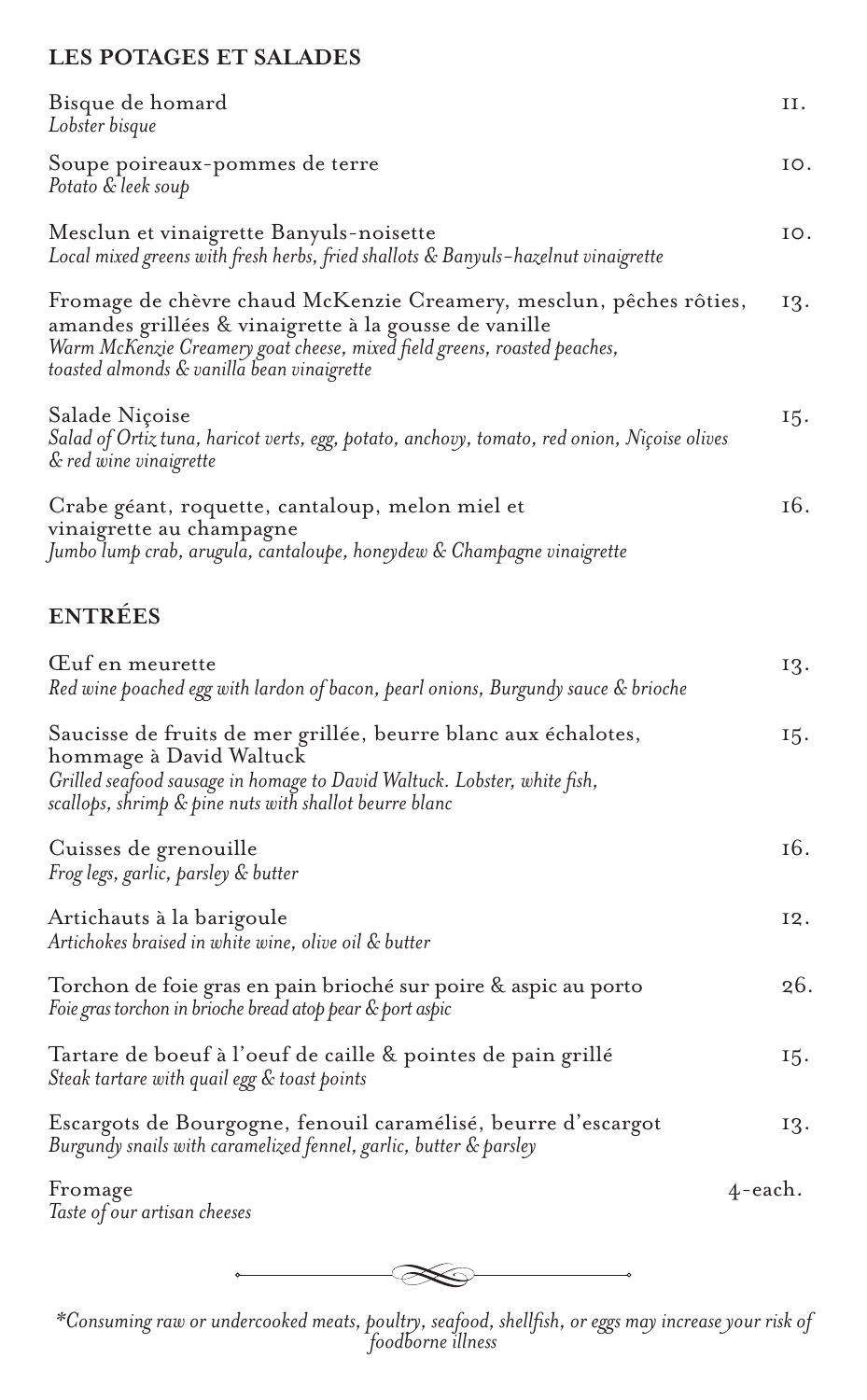## LES POTAGES ET SALADES

Bisque de homard — 11.
*Lobster bisque*

Soupe poireaux-pommes de terre — 10.
*Potato & leek soup*

Mesclun et vinaigrette Banyuls-noisette — 10.
*Local mixed greens with fresh herbs, fried shallots & Banyuls-hazelnut vinaigrette*

Fromage de chèvre chaud McKenzie Creamery, mesclun, pêches rôties, amandes grillées & vinaigrette à la gousse de vanille — 13.
*Warm McKenzie Creamery goat cheese, mixed field greens, roasted peaches, toasted almonds & vanilla bean vinaigrette*

Salade Niçoise — 15.
*Salad of Ortiz tuna, haricot verts, egg, potato, anchovy, tomato, red onion, Niçoise olives & red wine vinaigrette*

Crabe géant, roquette, cantaloup, melon miel et vinaigrette au champagne — 16.
*Jumbo lump crab, arugula, cantaloupe, honeydew & Champagne vinaigrette*

## ENTRÉES

Œuf en meurette — 13.
*Red wine poached egg with lardon of bacon, pearl onions, Burgundy sauce & brioche*

Saucisse de fruits de mer grillée, beurre blanc aux échalotes, hommage à David Waltuck — 15.
*Grilled seafood sausage in homage to David Waltuck. Lobster, white fish, scallops, shrimp & pine nuts with shallot beurre blanc*

Cuisses de grenouille — 16.
*Frog legs, garlic, parsley & butter*

Artichauts à la barigoule — 12.
*Artichokes braised in white wine, olive oil & butter*

Torchon de foie gras en pain brioché sur poire & aspic au porto — 26.
*Foie gras torchon in brioche bread atop pear & port aspic*

Tartare de boeuf à l'oeuf de caille & pointes de pain grillé — 15.
*Steak tartare with quail egg & toast points*

Escargots de Bourgogne, fenouil caramélisé, beurre d'escargot — 13.
*Burgundy snails with caramelized fennel, garlic, butter & parsley*

Fromage — 4-each.
*Taste of our artisan cheeses*

*\*Consuming raw or undercooked meats, poultry, seafood, shellfish, or eggs may increase your risk of foodborne illness*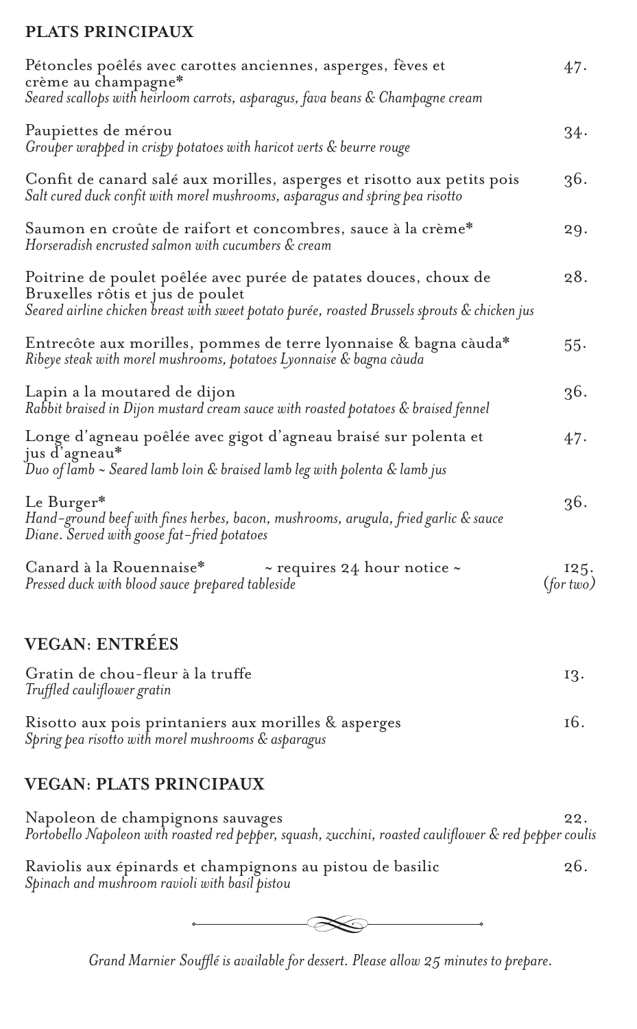## PLATS PRINCIPAUX

Pétoncles poêlés avec carottes anciennes, asperges, fèves et crème au champagne* — 47.
*Seared scallops with heirloom carrots, asparagus, fava beans & Champagne cream*

Paupiettes de mérou — 34.
*Grouper wrapped in crispy potatoes with haricot verts & beurre rouge*

Confit de canard salé aux morilles, asperges et risotto aux petits pois — 36.
*Salt cured duck confit with morel mushrooms, asparagus and spring pea risotto*

Saumon en croûte de raifort et concombres, sauce à la crème* — 29.
*Horseradish encrusted salmon with cucumbers & cream*

Poitrine de poulet poêlée avec purée de patates douces, choux de Bruxelles rôtis et jus de poulet — 28.
*Seared airline chicken breast with sweet potato purée, roasted Brussels sprouts & chicken jus*

Entrecôte aux morilles, pommes de terre lyonnaise & bagna càuda* — 55.
*Ribeye steak with morel mushrooms, potatoes Lyonnaise & bagna càuda*

Lapin a la moutared de dijon — 36.
*Rabbit braised in Dijon mustard cream sauce with roasted potatoes & braised fennel*

Longe d'agneau poêlée avec gigot d'agneau braisé sur polenta et jus d'agneau* — 47.
*Duo of lamb ~ Seared lamb loin & braised lamb leg with polenta & lamb jus*

Le Burger* — 36.
*Hand-ground beef with fines herbes, bacon, mushrooms, arugula, fried garlic & sauce Diane. Served with goose fat-fried potatoes*

Canard à la Rouennaise* ~ requires 24 hour notice ~ — 125. *(for two)*
*Pressed duck with blood sauce prepared tableside*

## VEGAN: ENTRÉES

Gratin de chou-fleur à la truffe — 13.
*Truffled cauliflower gratin*

Risotto aux pois printaniers aux morilles & asperges — 16.
*Spring pea risotto with morel mushrooms & asparagus*

## VEGAN: PLATS PRINCIPAUX

Napoleon de champignons sauvages — 22.
*Portobello Napoleon with roasted red pepper, squash, zucchini, roasted cauliflower & red pepper coulis*

Raviolis aux épinards et champignons au pistou de basilic — 26.
*Spinach and mushroom ravioli with basil pistou*

*Grand Marnier Soufflé is available for dessert. Please allow 25 minutes to prepare.*